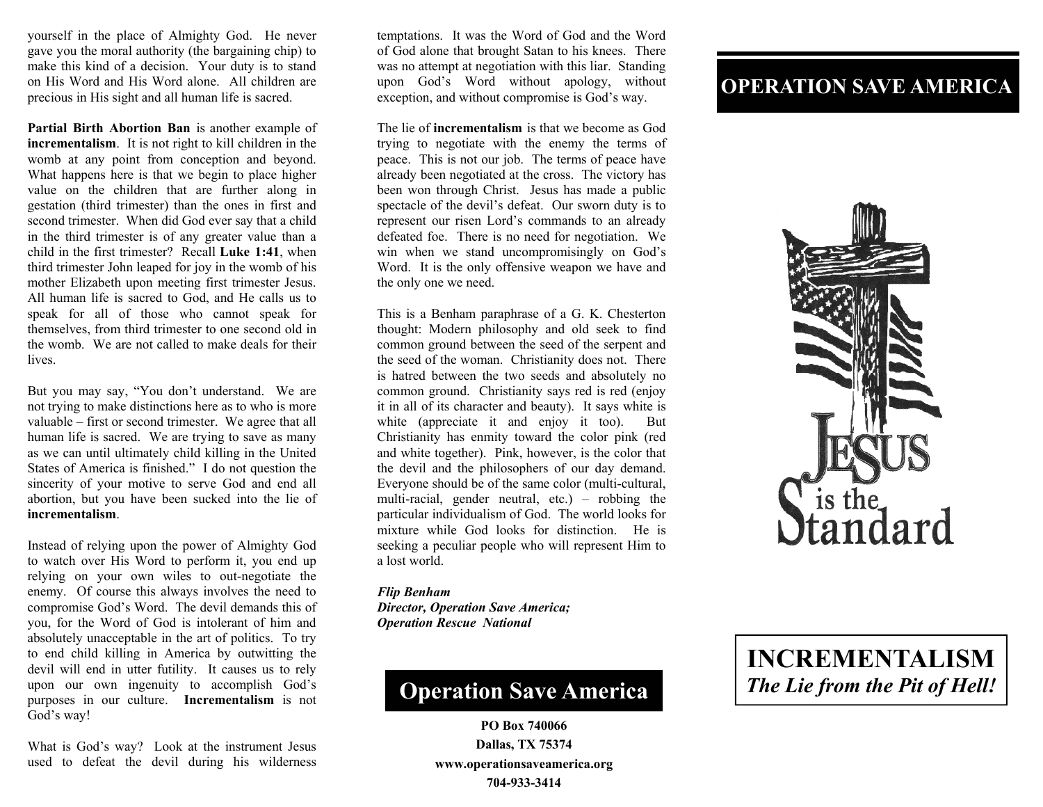yourself in the place of Almighty God. He never gave you the moral authority (the bargaining chip) to make this kind of a decision. Your duty is to stand on His Word and His Word alone. All children are precious in His sight and all human life is sacred.

**Partial Birth Abortion Ban** is another example of **incrementalism**. It is not right to kill children in the womb at any point from conception and beyond. What happens here is that we begin to place higher value on the children that are further along in gestation (third trimester) than the ones in first and second trimester. When did God ever say that a child in the third trimester is of any greater value than a child in the first trimester? Recall **Luke 1:41**, when third trimester John leaped for joy in the womb of his mother Elizabeth upon meeting first trimester Jesus. All human life is sacred to God, and He calls us to speak for all of those who cannot speak for themselves, from third trimester to one second old in the womb. We are not called to make deals for their lives.

But you may say, "You don't understand. We are not trying to make distinctions here as to who is more valuable – first or second trimester. We agree that all human life is sacred. We are trying to save as many as we can until ultimately child killing in the United States of America is finished." I do not question the sincerity of your motive to serve God and end all abortion, but you have been sucked into the lie of **incrementalism**.

Instead of relying upon the power of Almighty God to watch over His Word to perform it, you end up relying on your own wiles to out-negotiate the enemy. Of course this always involves the need to compromise God's Word. The devil demands this of you, for the Word of God is intolerant of him and absolutely unacceptable in the art of politics. To try to end child killing in America by outwitting the devil will end in utter futility. It causes us to rely upon our own ingenuity to accomplish God's purposes in our culture. **Incrementalism** is not God's way!

What is God's way? Look at the instrument Jesus used to defeat the devil during his wilderness temptations. It was the Word of God and the Word of God alone that brought Satan to his knees. There was no attempt at negotiation with this liar. Standing upon God's Word without apology, without exception, and without compromise is God's way.

The lie of **incrementalism** is that we become as God trying to negotiate with the enemy the terms of peace. This is not our job. The terms of peace have already been negotiated at the cross. The victory has been won through Christ. Jesus has made a public spectacle of the devil's defeat. Our sworn duty is to represent our risen Lord's commands to an already defeated foe. There is no need for negotiation. We win when we stand uncompromisingly on God's Word. It is the only offensive weapon we have and the only one we need.

This is a Benham paraphrase of a G. K. Chesterton thought: Modern philosophy and old seek to find common ground between the seed of the serpent and the seed of the woman. Christianity does not. There is hatred between the two seeds and absolutely no common ground. Christianity says red is red (enjoy it in all of its character and beauty). It says white is white (appreciate it and enjoy it too). But Christianity has enmity toward the color pink (red and white together). Pink, however, is the color that the devil and the philosophers of our day demand. Everyone should be of the same color (multi-cultural, multi-racial, gender neutral, etc.) – robbing the particular individualism of God. The world looks for mixture while God looks for distinction. He is seeking a peculiar people who will represent Him to a lost world.

***Flip Benham***
***Director, Operation Save America;***
***Operation Rescue National***

## Operation Save America

**PO Box 740066**
**Dallas, TX 75374**
**www.operationsaveamerica.org**
**704-933-3414**

## OPERATION SAVE AMERICA

JESUS is the Standard

# INCREMENTALISM
## *The Lie from the Pit of Hell!*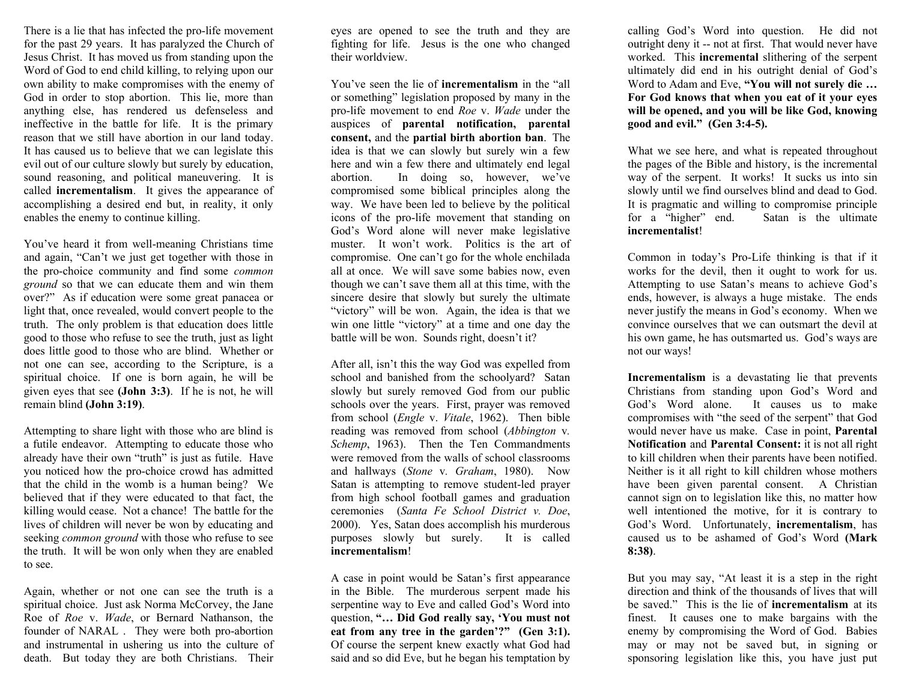There is a lie that has infected the pro-life movement for the past 29 years. It has paralyzed the Church of Jesus Christ. It has moved us from standing upon the Word of God to end child killing, to relying upon our own ability to make compromises with the enemy of God in order to stop abortion. This lie, more than anything else, has rendered us defenseless and ineffective in the battle for life. It is the primary reason that we still have abortion in our land today. It has caused us to believe that we can legislate this evil out of our culture slowly but surely by education, sound reasoning, and political maneuvering. It is called **incrementalism**. It gives the appearance of accomplishing a desired end but, in reality, it only enables the enemy to continue killing.

You've heard it from well-meaning Christians time and again, "Can't we just get together with those in the pro-choice community and find some *common ground* so that we can educate them and win them over?" As if education were some great panacea or light that, once revealed, would convert people to the truth. The only problem is that education does little good to those who refuse to see the truth, just as light does little good to those who are blind. Whether or not one can see, according to the Scripture, is a spiritual choice. If one is born again, he will be given eyes that see **(John 3:3)**. If he is not, he will remain blind **(John 3:19)**.

Attempting to share light with those who are blind is a futile endeavor. Attempting to educate those who already have their own "truth" is just as futile. Have you noticed how the pro-choice crowd has admitted that the child in the womb is a human being? We believed that if they were educated to that fact, the killing would cease. Not a chance! The battle for the lives of children will never be won by educating and seeking *common ground* with those who refuse to see the truth. It will be won only when they are enabled to see.

Again, whether or not one can see the truth is a spiritual choice. Just ask Norma McCorvey, the Jane Roe of *Roe* v. *Wade*, or Bernard Nathanson, the founder of NARAL . They were both pro-abortion and instrumental in ushering us into the culture of death. But today they are both Christians. Their eyes are opened to see the truth and they are fighting for life. Jesus is the one who changed their worldview.

You've seen the lie of **incrementalism** in the "all or something" legislation proposed by many in the pro-life movement to end *Roe* v. *Wade* under the auspices of **parental notification, parental consent,** and the **partial birth abortion ban**. The idea is that we can slowly but surely win a few here and win a few there and ultimately end legal abortion. In doing so, however, we've compromised some biblical principles along the way. We have been led to believe by the political icons of the pro-life movement that standing on God's Word alone will never make legislative muster. It won't work. Politics is the art of compromise. One can't go for the whole enchilada all at once. We will save some babies now, even though we can't save them all at this time, with the sincere desire that slowly but surely the ultimate "victory" will be won. Again, the idea is that we win one little "victory" at a time and one day the battle will be won. Sounds right, doesn't it?

After all, isn't this the way God was expelled from school and banished from the schoolyard? Satan slowly but surely removed God from our public schools over the years. First, prayer was removed from school (*Engle* v. *Vitale*, 1962). Then bible reading was removed from school (*Abbington* v. *Schemp*, 1963). Then the Ten Commandments were removed from the walls of school classrooms and hallways (*Stone* v. *Graham*, 1980). Now Satan is attempting to remove student-led prayer from high school football games and graduation ceremonies (*Santa Fe School District v. Doe*, 2000). Yes, Satan does accomplish his murderous purposes slowly but surely. It is called **incrementalism**!

A case in point would be Satan's first appearance in the Bible. The murderous serpent made his serpentine way to Eve and called God's Word into question, **"… Did God really say, 'You must not eat from any tree in the garden'?" (Gen 3:1).** Of course the serpent knew exactly what God had said and so did Eve, but he began his temptation by calling God's Word into question. He did not outright deny it -- not at first. That would never have worked. This **incremental** slithering of the serpent ultimately did end in his outright denial of God's Word to Adam and Eve, **"You will not surely die … For God knows that when you eat of it your eyes will be opened, and you will be like God, knowing good and evil." (Gen 3:4-5).**

What we see here, and what is repeated throughout the pages of the Bible and history, is the incremental way of the serpent. It works! It sucks us into sin slowly until we find ourselves blind and dead to God. It is pragmatic and willing to compromise principle for a "higher" end. Satan is the ultimate **incrementalist**!

Common in today's Pro-Life thinking is that if it works for the devil, then it ought to work for us. Attempting to use Satan's means to achieve God's ends, however, is always a huge mistake. The ends never justify the means in God's economy. When we convince ourselves that we can outsmart the devil at his own game, he has outsmarted us. God's ways are not our ways!

**Incrementalism** is a devastating lie that prevents Christians from standing upon God's Word and God's Word alone. It causes us to make compromises with "the seed of the serpent" that God would never have us make. Case in point, **Parental Notification** and **Parental Consent:** it is not all right to kill children when their parents have been notified. Neither is it all right to kill children whose mothers have been given parental consent. A Christian cannot sign on to legislation like this, no matter how well intentioned the motive, for it is contrary to God's Word. Unfortunately, **incrementalism**, has caused us to be ashamed of God's Word **(Mark 8:38)**.

But you may say, "At least it is a step in the right direction and think of the thousands of lives that will be saved." This is the lie of **incrementalism** at its finest. It causes one to make bargains with the enemy by compromising the Word of God. Babies may or may not be saved but, in signing or sponsoring legislation like this, you have just put